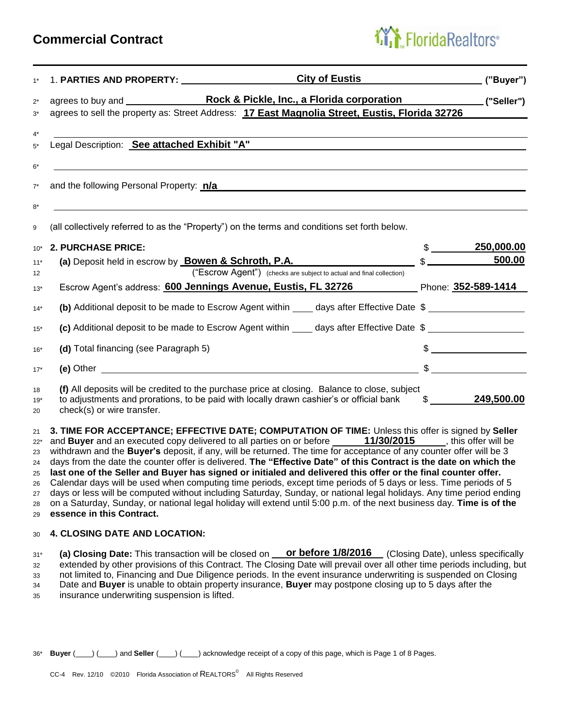# Commercial Contract

FloridaRealtors®

1\* 1. **PARTIES AND PROPERTY:** **City of Eustis** **("Buyer")**

2\* agrees to buy and **Rock & Pickle, Inc., a Florida corporation** **("Seller")**

3\* agrees to sell the property as: Street Address: **17 East Magnolia Street, Eustis, Florida 32726**

4\*

5\* Legal Description: **See attached Exhibit "A"**

6\*

7\* and the following Personal Property: **n/a**

8\*

9 (all collectively referred to as the "Property") on the terms and conditions set forth below.

| | | |
|---|---|---|
| 10\* | **2. PURCHASE PRICE:** | $ **250,000.00** |
| 11\* | **(a)** Deposit held in escrow by **Bowen & Schroth, P.A.** | $ **500.00** |
| 12 | ("Escrow Agent") (checks are subject to actual and final collection) | |
| 13\* | Escrow Agent's address: **600 Jennings Avenue, Eustis, FL 32726** Phone: **352-589-1414** | |
| 14\* | **(b)** Additional deposit to be made to Escrow Agent within ____ days after Effective Date | $ |
| 15\* | **(c)** Additional deposit to be made to Escrow Agent within ____ days after Effective Date | $ |
| 16\* | **(d)** Total financing (see Paragraph 5) | $ |
| 17\* | **(e)** Other | $ |
| 18, 19\*, 20 | **(f)** All deposits will be credited to the purchase price at closing. Balance to close, subject to adjustments and prorations, to be paid with locally drawn cashier's or official bank check(s) or wire transfer. | $ **249,500.00** |

21 **3. TIME FOR ACCEPTANCE; EFFECTIVE DATE; COMPUTATION OF TIME:** Unless this offer is signed by **Seller**
22\* and **Buyer** and an executed copy delivered to all parties on or before **11/30/2015**, this offer will be
23 withdrawn and the **Buyer's** deposit, if any, will be returned. The time for acceptance of any counter offer will be 3
24 days from the date the counter offer is delivered. **The "Effective Date" of this Contract is the date on which the**
25 **last one of the Seller and Buyer has signed or initialed and delivered this offer or the final counter offer.**
26 Calendar days will be used when computing time periods, except time periods of 5 days or less. Time periods of 5
27 days or less will be computed without including Saturday, Sunday, or national legal holidays. Any time period ending
28 on a Saturday, Sunday, or national legal holiday will extend until 5:00 p.m. of the next business day. **Time is of the**
29 **essence in this Contract.**

30 **4. CLOSING DATE AND LOCATION:**

31\* **(a) Closing Date:** This transaction will be closed on **or before 1/8/2016** (Closing Date), unless specifically
32 extended by other provisions of this Contract. The Closing Date will prevail over all other time periods including, but
33 not limited to, Financing and Due Diligence periods. In the event insurance underwriting is suspended on Closing
34 Date and **Buyer** is unable to obtain property insurance, **Buyer** may postpone closing up to 5 days after the
35 insurance underwriting suspension is lifted.

36\* **Buyer** (\_\_\_\_) (\_\_\_\_) and **Seller** (\_\_\_\_) (\_\_\_\_) acknowledge receipt of a copy of this page, which is Page 1 of 8 Pages.

CC-4 Rev. 12/10 ©2010 Florida Association of REALTORS® All Rights Reserved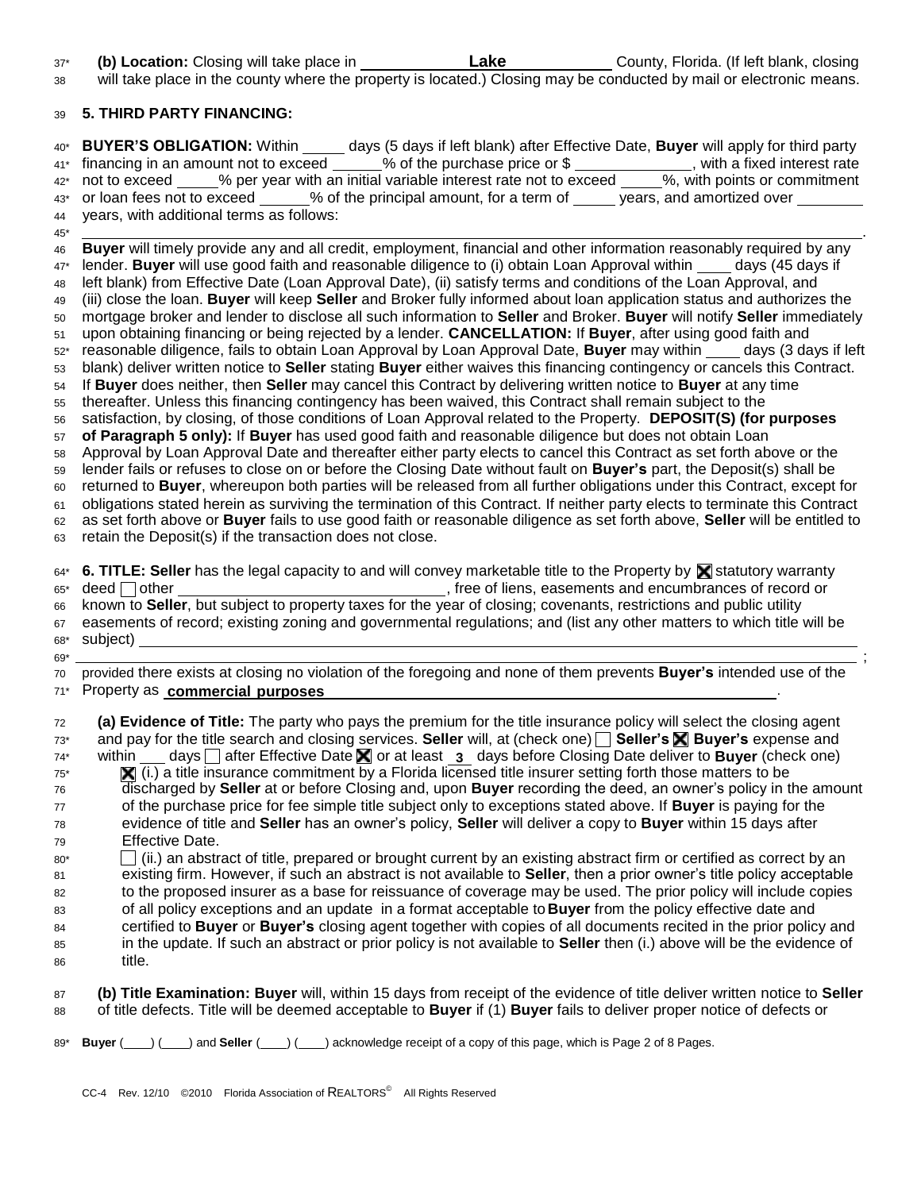**(b) Location:** Closing will take place in ____Lake____ County, Florida. (If left blank, closing will take place in the county where the property is located.) Closing may be conducted by mail or electronic means.

**5. THIRD PARTY FINANCING:**

**BUYER'S OBLIGATION:** Within _____ days (5 days if left blank) after Effective Date, **Buyer** will apply for third party financing in an amount not to exceed ______% of the purchase price or $ ______________, with a fixed interest rate not to exceed _____% per year with an initial variable interest rate not to exceed _____%, with points or commitment or loan fees not to exceed ______% of the principal amount, for a term of _____ years, and amortized over ________ years, with additional terms as follows:

______________________________________________________________________________.

**Buyer** will timely provide any and all credit, employment, financial and other information reasonably required by any lender. **Buyer** will use good faith and reasonable diligence to (i) obtain Loan Approval within ____ days (45 days if left blank) from Effective Date (Loan Approval Date), (ii) satisfy terms and conditions of the Loan Approval, and (iii) close the loan. **Buyer** will keep **Seller** and Broker fully informed about loan application status and authorizes the mortgage broker and lender to disclose all such information to **Seller** and Broker. **Buyer** will notify **Seller** immediately upon obtaining financing or being rejected by a lender. **CANCELLATION:** If **Buyer**, after using good faith and reasonable diligence, fails to obtain Loan Approval by Loan Approval Date, **Buyer** may within ____ days (3 days if left blank) deliver written notice to **Seller** stating **Buyer** either waives this financing contingency or cancels this Contract. If **Buyer** does neither, then **Seller** may cancel this Contract by delivering written notice to **Buyer** at any time thereafter. Unless this financing contingency has been waived, this Contract shall remain subject to the satisfaction, by closing, of those conditions of Loan Approval related to the Property. **DEPOSIT(S) (for purposes of Paragraph 5 only):** If **Buyer** has used good faith and reasonable diligence but does not obtain Loan Approval by Loan Approval Date and thereafter either party elects to cancel this Contract as set forth above or the lender fails or refuses to close on or before the Closing Date without fault on **Buyer's** part, the Deposit(s) shall be returned to **Buyer**, whereupon both parties will be released from all further obligations under this Contract, except for obligations stated herein as surviving the termination of this Contract. If neither party elects to terminate this Contract as set forth above or **Buyer** fails to use good faith or reasonable diligence as set forth above, **Seller** will be entitled to retain the Deposit(s) if the transaction does not close.

**6. TITLE: Seller** has the legal capacity to and will convey marketable title to the Property by ☒ statutory warranty deed ☐ other ______________________________, free of liens, easements and encumbrances of record or known to **Seller**, but subject to property taxes for the year of closing; covenants, restrictions and public utility easements of record; existing zoning and governmental regulations; and (list any other matters to which title will be subject) ______________________________________________________________________________

______________________________________________________________________________;

provided there exists at closing no violation of the foregoing and none of them prevents **Buyer's** intended use of the Property as **commercial purposes**.

**(a) Evidence of Title:** The party who pays the premium for the title insurance policy will select the closing agent and pay for the title search and closing services. **Seller** will, at (check one) ☐ **Seller's** ☒ **Buyer's** expense and within ___ days ☐ after Effective Date ☒ or at least __3__ days before Closing Date deliver to **Buyer** (check one)

☒ (i.) a title insurance commitment by a Florida licensed title insurer setting forth those matters to be discharged by **Seller** at or before Closing and, upon **Buyer** recording the deed, an owner's policy in the amount of the purchase price for fee simple title subject only to exceptions stated above. If **Buyer** is paying for the evidence of title and **Seller** has an owner's policy, **Seller** will deliver a copy to **Buyer** within 15 days after Effective Date.

☐ (ii.) an abstract of title, prepared or brought current by an existing abstract firm or certified as correct by an existing firm. However, if such an abstract is not available to **Seller**, then a prior owner's title policy acceptable to the proposed insurer as a base for reissuance of coverage may be used. The prior policy will include copies of all policy exceptions and an update in a format acceptable to **Buyer** from the policy effective date and certified to **Buyer** or **Buyer's** closing agent together with copies of all documents recited in the prior policy and in the update. If such an abstract or prior policy is not available to **Seller** then (i.) above will be the evidence of title.

**(b) Title Examination: Buyer** will, within 15 days from receipt of the evidence of title deliver written notice to **Seller** of title defects. Title will be deemed acceptable to **Buyer** if (1) **Buyer** fails to deliver proper notice of defects or

**Buyer** (____) (____) and **Seller** (____) (____) acknowledge receipt of a copy of this page, which is Page 2 of 8 Pages.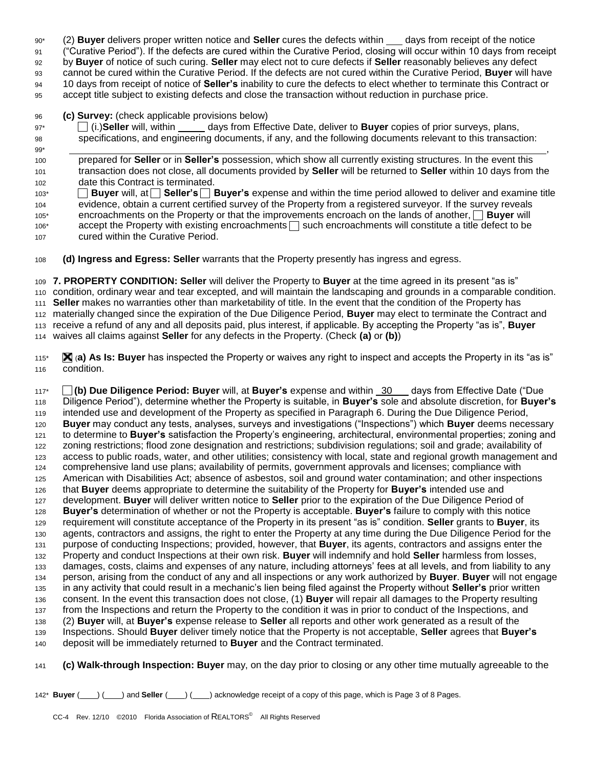(2) **Buyer** delivers proper written notice and **Seller** cures the defects within ___ days from receipt of the notice ("Curative Period"). If the defects are cured within the Curative Period, closing will occur within 10 days from receipt by **Buyer** of notice of such curing. **Seller** may elect not to cure defects if **Seller** reasonably believes any defect cannot be cured within the Curative Period. If the defects are not cured within the Curative Period, **Buyer** will have 10 days from receipt of notice of **Seller's** inability to cure the defects to elect whether to terminate this Contract or accept title subject to existing defects and close the transaction without reduction in purchase price.

**(c) Survey:** (check applicable provisions below)

☐ (i.)**Seller** will, within _____ days from Effective Date, deliver to **Buyer** copies of prior surveys, plans, specifications, and engineering documents, if any, and the following documents relevant to this transaction: ________________________________________________________________________________,
prepared for **Seller** or in **Seller's** possession, which show all currently existing structures. In the event this transaction does not close, all documents provided by **Seller** will be returned to **Seller** within 10 days from the date this Contract is terminated.

☐ **Buyer** will, at ☐ **Seller's** ☐ **Buyer's** expense and within the time period allowed to deliver and examine title evidence, obtain a current certified survey of the Property from a registered surveyor. If the survey reveals encroachments on the Property or that the improvements encroach on the lands of another, ☐ **Buyer** will accept the Property with existing encroachments ☐ such encroachments will constitute a title defect to be cured within the Curative Period.

**(d) Ingress and Egress: Seller** warrants that the Property presently has ingress and egress.

**7. PROPERTY CONDITION: Seller** will deliver the Property to **Buyer** at the time agreed in its present "as is" condition, ordinary wear and tear excepted, and will maintain the landscaping and grounds in a comparable condition. **Seller** makes no warranties other than marketability of title. In the event that the condition of the Property has materially changed since the expiration of the Due Diligence Period, **Buyer** may elect to terminate the Contract and receive a refund of any and all deposits paid, plus interest, if applicable. By accepting the Property "as is", **Buyer** waives all claims against **Seller** for any defects in the Property. (Check **(a)** or **(b)**)

☒ **(a) As Is: Buyer** has inspected the Property or waives any right to inspect and accepts the Property in its "as is" condition.

☐ **(b) Due Diligence Period: Buyer** will, at **Buyer's** expense and within 30 days from Effective Date ("Due Diligence Period"), determine whether the Property is suitable, in **Buyer's** sole and absolute discretion, for **Buyer's** intended use and development of the Property as specified in Paragraph 6. During the Due Diligence Period, **Buyer** may conduct any tests, analyses, surveys and investigations ("Inspections") which **Buyer** deems necessary to determine to **Buyer's** satisfaction the Property's engineering, architectural, environmental properties; zoning and zoning restrictions; flood zone designation and restrictions; subdivision regulations; soil and grade; availability of access to public roads, water, and other utilities; consistency with local, state and regional growth management and comprehensive land use plans; availability of permits, government approvals and licenses; compliance with American with Disabilities Act; absence of asbestos, soil and ground water contamination; and other inspections that **Buyer** deems appropriate to determine the suitability of the Property for **Buyer's** intended use and development. **Buyer** will deliver written notice to **Seller** prior to the expiration of the Due Diligence Period of **Buyer's** determination of whether or not the Property is acceptable. **Buyer's** failure to comply with this notice requirement will constitute acceptance of the Property in its present "as is" condition. **Seller** grants to **Buyer**, its agents, contractors and assigns, the right to enter the Property at any time during the Due Diligence Period for the purpose of conducting Inspections; provided, however, that **Buyer**, its agents, contractors and assigns enter the Property and conduct Inspections at their own risk. **Buyer** will indemnify and hold **Seller** harmless from losses, damages, costs, claims and expenses of any nature, including attorneys' fees at all levels, and from liability to any person, arising from the conduct of any and all inspections or any work authorized by **Buyer**. **Buyer** will not engage in any activity that could result in a mechanic's lien being filed against the Property without **Seller's** prior written consent. In the event this transaction does not close, (1) **Buyer** will repair all damages to the Property resulting from the Inspections and return the Property to the condition it was in prior to conduct of the Inspections, and (2) **Buyer** will, at **Buyer's** expense release to **Seller** all reports and other work generated as a result of the Inspections. Should **Buyer** deliver timely notice that the Property is not acceptable, **Seller** agrees that **Buyer's** deposit will be immediately returned to **Buyer** and the Contract terminated.

**(c) Walk-through Inspection: Buyer** may, on the day prior to closing or any other time mutually agreeable to the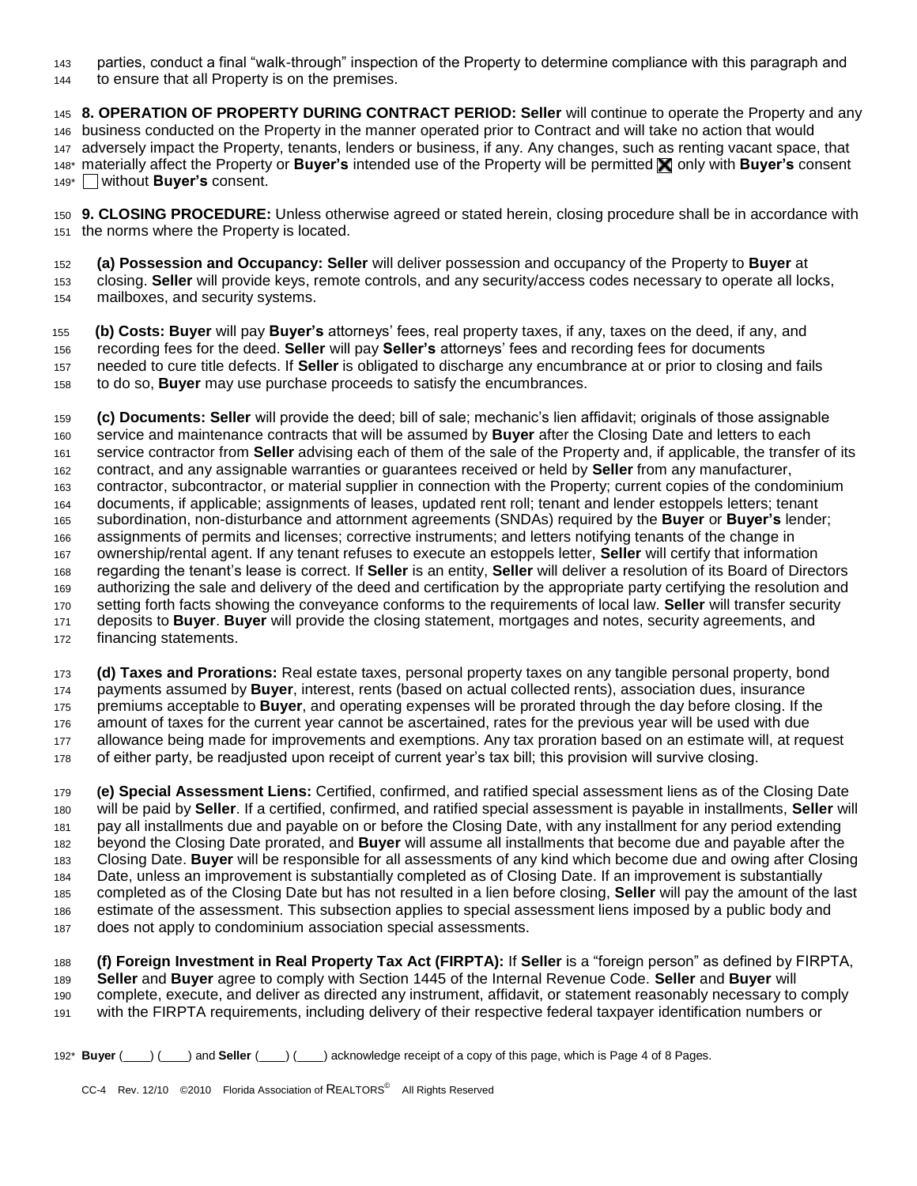parties, conduct a final "walk-through" inspection of the Property to determine compliance with this paragraph and to ensure that all Property is on the premises.

**8. OPERATION OF PROPERTY DURING CONTRACT PERIOD: Seller** will continue to operate the Property and any business conducted on the Property in the manner operated prior to Contract and will take no action that would adversely impact the Property, tenants, lenders or business, if any. Any changes, such as renting vacant space, that materially affect the Property or **Buyer's** intended use of the Property will be permitted ☒ only with **Buyer's** consent ☐ without **Buyer's** consent.

**9. CLOSING PROCEDURE:** Unless otherwise agreed or stated herein, closing procedure shall be in accordance with the norms where the Property is located.

**(a) Possession and Occupancy: Seller** will deliver possession and occupancy of the Property to **Buyer** at closing. **Seller** will provide keys, remote controls, and any security/access codes necessary to operate all locks, mailboxes, and security systems.

**(b) Costs: Buyer** will pay **Buyer's** attorneys' fees, real property taxes, if any, taxes on the deed, if any, and recording fees for the deed. **Seller** will pay **Seller's** attorneys' fees and recording fees for documents needed to cure title defects. If **Seller** is obligated to discharge any encumbrance at or prior to closing and fails to do so, **Buyer** may use purchase proceeds to satisfy the encumbrances.

**(c) Documents: Seller** will provide the deed; bill of sale; mechanic's lien affidavit; originals of those assignable service and maintenance contracts that will be assumed by **Buyer** after the Closing Date and letters to each service contractor from **Seller** advising each of them of the sale of the Property and, if applicable, the transfer of its contract, and any assignable warranties or guarantees received or held by **Seller** from any manufacturer, contractor, subcontractor, or material supplier in connection with the Property; current copies of the condominium documents, if applicable; assignments of leases, updated rent roll; tenant and lender estoppels letters; tenant subordination, non-disturbance and attornment agreements (SNDAs) required by the **Buyer** or **Buyer's** lender; assignments of permits and licenses; corrective instruments; and letters notifying tenants of the change in ownership/rental agent. If any tenant refuses to execute an estoppels letter, **Seller** will certify that information regarding the tenant's lease is correct. If **Seller** is an entity, **Seller** will deliver a resolution of its Board of Directors authorizing the sale and delivery of the deed and certification by the appropriate party certifying the resolution and setting forth facts showing the conveyance conforms to the requirements of local law. **Seller** will transfer security deposits to **Buyer**. **Buyer** will provide the closing statement, mortgages and notes, security agreements, and financing statements.

**(d) Taxes and Prorations:** Real estate taxes, personal property taxes on any tangible personal property, bond payments assumed by **Buyer**, interest, rents (based on actual collected rents), association dues, insurance premiums acceptable to **Buyer**, and operating expenses will be prorated through the day before closing. If the amount of taxes for the current year cannot be ascertained, rates for the previous year will be used with due allowance being made for improvements and exemptions. Any tax proration based on an estimate will, at request of either party, be readjusted upon receipt of current year's tax bill; this provision will survive closing.

**(e) Special Assessment Liens:** Certified, confirmed, and ratified special assessment liens as of the Closing Date will be paid by **Seller**. If a certified, confirmed, and ratified special assessment is payable in installments, **Seller** will pay all installments due and payable on or before the Closing Date, with any installment for any period extending beyond the Closing Date prorated, and **Buyer** will assume all installments that become due and payable after the Closing Date. **Buyer** will be responsible for all assessments of any kind which become due and owing after Closing Date, unless an improvement is substantially completed as of Closing Date. If an improvement is substantially completed as of the Closing Date but has not resulted in a lien before closing, **Seller** will pay the amount of the last estimate of the assessment. This subsection applies to special assessment liens imposed by a public body and does not apply to condominium association special assessments.

**(f) Foreign Investment in Real Property Tax Act (FIRPTA):** If **Seller** is a "foreign person" as defined by FIRPTA, **Seller** and **Buyer** agree to comply with Section 1445 of the Internal Revenue Code. **Seller** and **Buyer** will complete, execute, and deliver as directed any instrument, affidavit, or statement reasonably necessary to comply with the FIRPTA requirements, including delivery of their respective federal taxpayer identification numbers or

**Buyer** (____) (____) and **Seller** (____) (____) acknowledge receipt of a copy of this page, which is Page 4 of 8 Pages.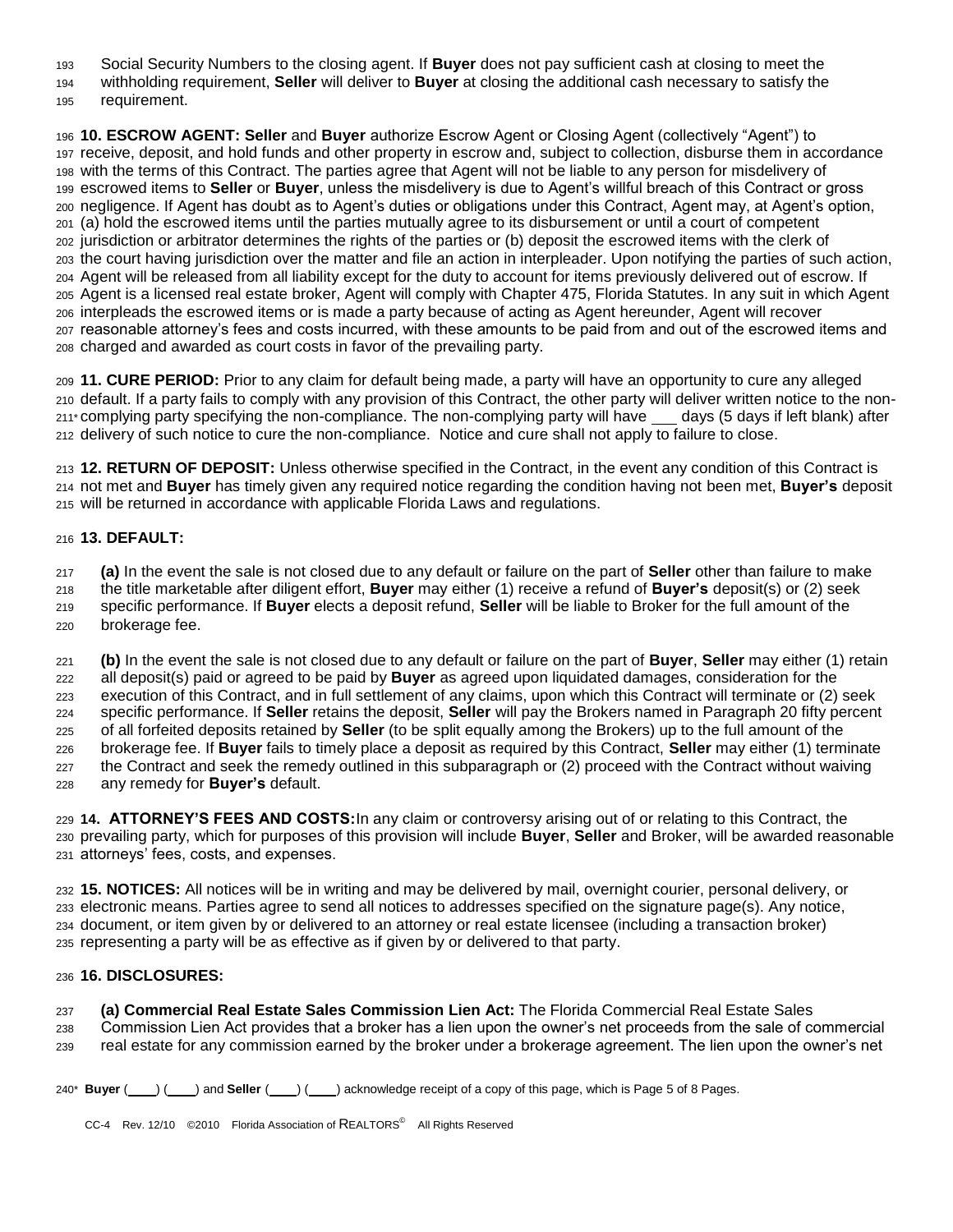Social Security Numbers to the closing agent. If **Buyer** does not pay sufficient cash at closing to meet the withholding requirement, **Seller** will deliver to **Buyer** at closing the additional cash necessary to satisfy the requirement.

**10. ESCROW AGENT: Seller** and **Buyer** authorize Escrow Agent or Closing Agent (collectively "Agent") to receive, deposit, and hold funds and other property in escrow and, subject to collection, disburse them in accordance with the terms of this Contract. The parties agree that Agent will not be liable to any person for misdelivery of escrowed items to **Seller** or **Buyer**, unless the misdelivery is due to Agent's willful breach of this Contract or gross negligence. If Agent has doubt as to Agent's duties or obligations under this Contract, Agent may, at Agent's option, (a) hold the escrowed items until the parties mutually agree to its disbursement or until a court of competent jurisdiction or arbitrator determines the rights of the parties or (b) deposit the escrowed items with the clerk of the court having jurisdiction over the matter and file an action in interpleader. Upon notifying the parties of such action, Agent will be released from all liability except for the duty to account for items previously delivered out of escrow. If Agent is a licensed real estate broker, Agent will comply with Chapter 475, Florida Statutes. In any suit in which Agent interpleads the escrowed items or is made a party because of acting as Agent hereunder, Agent will recover reasonable attorney's fees and costs incurred, with these amounts to be paid from and out of the escrowed items and charged and awarded as court costs in favor of the prevailing party.

**11. CURE PERIOD:** Prior to any claim for default being made, a party will have an opportunity to cure any alleged default. If a party fails to comply with any provision of this Contract, the other party will deliver written notice to the non-complying party specifying the non-compliance. The non-complying party will have ___ days (5 days if left blank) after delivery of such notice to cure the non-compliance. Notice and cure shall not apply to failure to close.

**12. RETURN OF DEPOSIT:** Unless otherwise specified in the Contract, in the event any condition of this Contract is not met and **Buyer** has timely given any required notice regarding the condition having not been met, **Buyer's** deposit will be returned in accordance with applicable Florida Laws and regulations.

**13. DEFAULT:**

**(a)** In the event the sale is not closed due to any default or failure on the part of **Seller** other than failure to make the title marketable after diligent effort, **Buyer** may either (1) receive a refund of **Buyer's** deposit(s) or (2) seek specific performance. If **Buyer** elects a deposit refund, **Seller** will be liable to Broker for the full amount of the brokerage fee.

**(b)** In the event the sale is not closed due to any default or failure on the part of **Buyer**, **Seller** may either (1) retain all deposit(s) paid or agreed to be paid by **Buyer** as agreed upon liquidated damages, consideration for the execution of this Contract, and in full settlement of any claims, upon which this Contract will terminate or (2) seek specific performance. If **Seller** retains the deposit, **Seller** will pay the Brokers named in Paragraph 20 fifty percent of all forfeited deposits retained by **Seller** (to be split equally among the Brokers) up to the full amount of the brokerage fee. If **Buyer** fails to timely place a deposit as required by this Contract, **Seller** may either (1) terminate the Contract and seek the remedy outlined in this subparagraph or (2) proceed with the Contract without waiving any remedy for **Buyer's** default.

**14. ATTORNEY'S FEES AND COSTS:** In any claim or controversy arising out of or relating to this Contract, the prevailing party, which for purposes of this provision will include **Buyer**, **Seller** and Broker, will be awarded reasonable attorneys' fees, costs, and expenses.

**15. NOTICES:** All notices will be in writing and may be delivered by mail, overnight courier, personal delivery, or electronic means. Parties agree to send all notices to addresses specified on the signature page(s). Any notice, document, or item given by or delivered to an attorney or real estate licensee (including a transaction broker) representing a party will be as effective as if given by or delivered to that party.

**16. DISCLOSURES:**

**(a) Commercial Real Estate Sales Commission Lien Act:** The Florida Commercial Real Estate Sales Commission Lien Act provides that a broker has a lien upon the owner's net proceeds from the sale of commercial real estate for any commission earned by the broker under a brokerage agreement. The lien upon the owner's net

**Buyer** (___) (___) and **Seller** (___) (___) acknowledge receipt of a copy of this page, which is Page 5 of 8 Pages.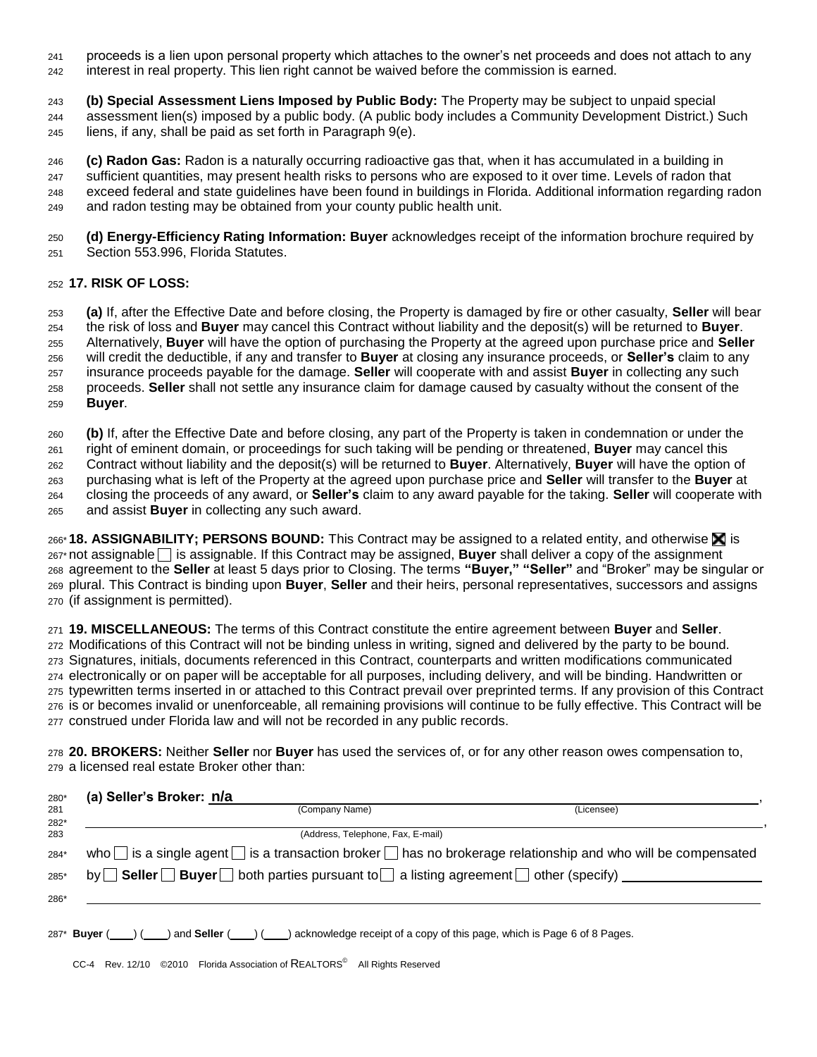proceeds is a lien upon personal property which attaches to the owner's net proceeds and does not attach to any interest in real property. This lien right cannot be waived before the commission is earned.

**(b) Special Assessment Liens Imposed by Public Body:** The Property may be subject to unpaid special assessment lien(s) imposed by a public body. (A public body includes a Community Development District.) Such liens, if any, shall be paid as set forth in Paragraph 9(e).

**(c) Radon Gas:** Radon is a naturally occurring radioactive gas that, when it has accumulated in a building in sufficient quantities, may present health risks to persons who are exposed to it over time. Levels of radon that exceed federal and state guidelines have been found in buildings in Florida. Additional information regarding radon and radon testing may be obtained from your county public health unit.

**(d) Energy-Efficiency Rating Information: Buyer** acknowledges receipt of the information brochure required by Section 553.996, Florida Statutes.

**17. RISK OF LOSS:**

**(a)** If, after the Effective Date and before closing, the Property is damaged by fire or other casualty, **Seller** will bear the risk of loss and **Buyer** may cancel this Contract without liability and the deposit(s) will be returned to **Buyer**. Alternatively, **Buyer** will have the option of purchasing the Property at the agreed upon purchase price and **Seller** will credit the deductible, if any and transfer to **Buyer** at closing any insurance proceeds, or **Seller's** claim to any insurance proceeds payable for the damage. **Seller** will cooperate with and assist **Buyer** in collecting any such proceeds. **Seller** shall not settle any insurance claim for damage caused by casualty without the consent of the **Buyer**.

**(b)** If, after the Effective Date and before closing, any part of the Property is taken in condemnation or under the right of eminent domain, or proceedings for such taking will be pending or threatened, **Buyer** may cancel this Contract without liability and the deposit(s) will be returned to **Buyer**. Alternatively, **Buyer** will have the option of purchasing what is left of the Property at the agreed upon purchase price and **Seller** will transfer to the **Buyer** at closing the proceeds of any award, or **Seller's** claim to any award payable for the taking. **Seller** will cooperate with and assist **Buyer** in collecting any such award.

**18. ASSIGNABILITY; PERSONS BOUND:** This Contract may be assigned to a related entity, and otherwise ☒ is not assignable ☐ is assignable. If this Contract may be assigned, **Buyer** shall deliver a copy of the assignment agreement to the **Seller** at least 5 days prior to Closing. The terms **"Buyer," "Seller"** and "Broker" may be singular or plural. This Contract is binding upon **Buyer**, **Seller** and their heirs, personal representatives, successors and assigns (if assignment is permitted).

**19. MISCELLANEOUS:** The terms of this Contract constitute the entire agreement between **Buyer** and **Seller**. Modifications of this Contract will not be binding unless in writing, signed and delivered by the party to be bound. Signatures, initials, documents referenced in this Contract, counterparts and written modifications communicated electronically or on paper will be acceptable for all purposes, including delivery, and will be binding. Handwritten or typewritten terms inserted in or attached to this Contract prevail over preprinted terms. If any provision of this Contract is or becomes invalid or unenforceable, all remaining provisions will continue to be fully effective. This Contract will be construed under Florida law and will not be recorded in any public records.

**20. BROKERS:** Neither **Seller** nor **Buyer** has used the services of, or for any other reason owes compensation to, a licensed real estate Broker other than:

**(a) Seller's Broker: n/a** ______________________________,
(Company Name) (Licensee)

______________________________,
(Address, Telephone, Fax, E-mail)

who ☐ is a single agent ☐ is a transaction broker ☐ has no brokerage relationship and who will be compensated by ☐ **Seller** ☐ **Buyer** ☐ both parties pursuant to ☐ a listing agreement ☐ other (specify) ______________

______________________________

**Buyer** (____) (____) and **Seller** (____) (____) acknowledge receipt of a copy of this page, which is Page 6 of 8 Pages.

CC-4 Rev. 12/10 ©2010 Florida Association of REALTORS® All Rights Reserved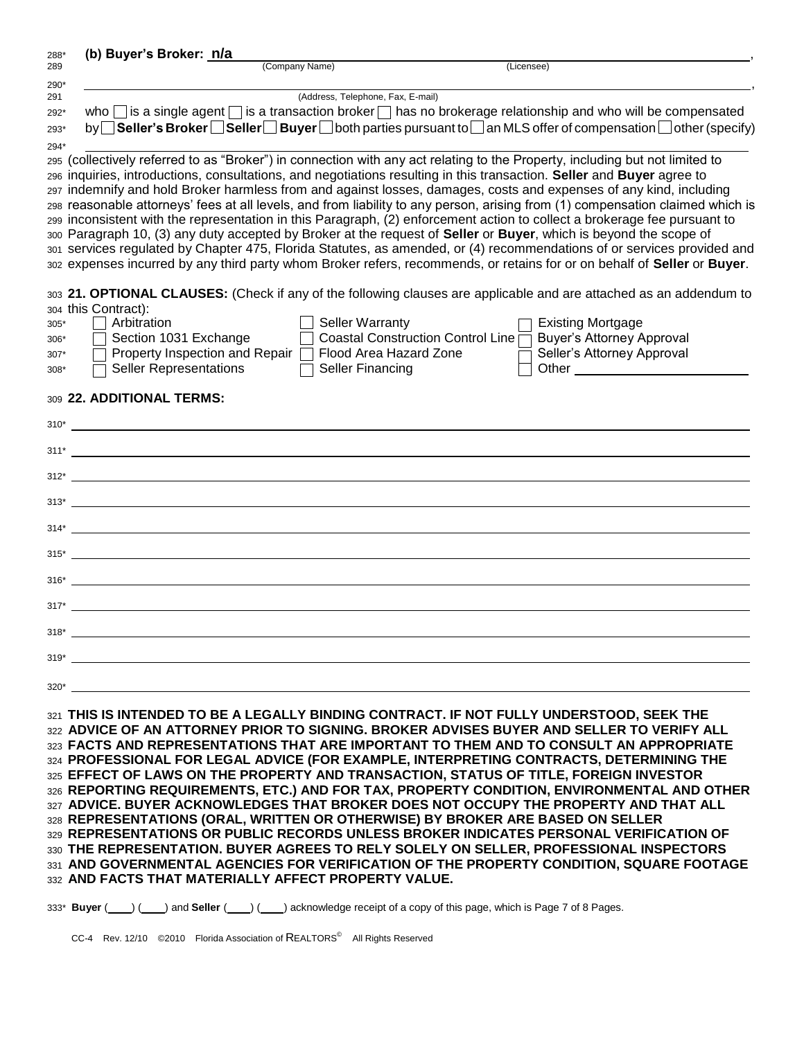**(b) Buyer's Broker:** n/a ______________________________, 
(Company Name) (Licensee)

______________________________,
(Address, Telephone, Fax, E-mail)

who ☐ is a single agent ☐ is a transaction broker ☐ has no brokerage relationship and who will be compensated by ☐ **Seller's Broker** ☐ **Seller** ☐ **Buyer** ☐ both parties pursuant to ☐ an MLS offer of compensation ☐ other (specify)

______________________________

(collectively referred to as "Broker") in connection with any act relating to the Property, including but not limited to inquiries, introductions, consultations, and negotiations resulting in this transaction. **Seller** and **Buyer** agree to indemnify and hold Broker harmless from and against losses, damages, costs and expenses of any kind, including reasonable attorneys' fees at all levels, and from liability to any person, arising from (1) compensation claimed which is inconsistent with the representation in this Paragraph, (2) enforcement action to collect a brokerage fee pursuant to Paragraph 10, (3) any duty accepted by Broker at the request of **Seller** or **Buyer**, which is beyond the scope of services regulated by Chapter 475, Florida Statutes, as amended, or (4) recommendations of or services provided and expenses incurred by any third party whom Broker refers, recommends, or retains for or on behalf of **Seller** or **Buyer**.

**21. OPTIONAL CLAUSES:** (Check if any of the following clauses are applicable and are attached as an addendum to this Contract):

- ☐ Arbitration
- ☐ Seller Warranty
- ☐ Existing Mortgage
- ☐ Section 1031 Exchange
- ☐ Coastal Construction Control Line
- ☐ Buyer's Attorney Approval
- ☐ Property Inspection and Repair
- ☐ Flood Area Hazard Zone
- ☐ Seller's Attorney Approval
- ☐ Seller Representations
- ☐ Seller Financing
- ☐ Other ______________________

**22. ADDITIONAL TERMS:**

______________________________

**THIS IS INTENDED TO BE A LEGALLY BINDING CONTRACT. IF NOT FULLY UNDERSTOOD, SEEK THE ADVICE OF AN ATTORNEY PRIOR TO SIGNING. BROKER ADVISES BUYER AND SELLER TO VERIFY ALL FACTS AND REPRESENTATIONS THAT ARE IMPORTANT TO THEM AND TO CONSULT AN APPROPRIATE PROFESSIONAL FOR LEGAL ADVICE (FOR EXAMPLE, INTERPRETING CONTRACTS, DETERMINING THE EFFECT OF LAWS ON THE PROPERTY AND TRANSACTION, STATUS OF TITLE, FOREIGN INVESTOR REPORTING REQUIREMENTS, ETC.) AND FOR TAX, PROPERTY CONDITION, ENVIRONMENTAL AND OTHER ADVICE. BUYER ACKNOWLEDGES THAT BROKER DOES NOT OCCUPY THE PROPERTY AND THAT ALL REPRESENTATIONS (ORAL, WRITTEN OR OTHERWISE) BY BROKER ARE BASED ON SELLER REPRESENTATIONS OR PUBLIC RECORDS UNLESS BROKER INDICATES PERSONAL VERIFICATION OF THE REPRESENTATION. BUYER AGREES TO RELY SOLELY ON SELLER, PROFESSIONAL INSPECTORS AND GOVERNMENTAL AGENCIES FOR VERIFICATION OF THE PROPERTY CONDITION, SQUARE FOOTAGE AND FACTS THAT MATERIALLY AFFECT PROPERTY VALUE.**

**Buyer** (____) (____) and **Seller** (____) (____) acknowledge receipt of a copy of this page, which is Page 7 of 8 Pages.

CC-4 Rev. 12/10 ©2010 Florida Association of REALTORS® All Rights Reserved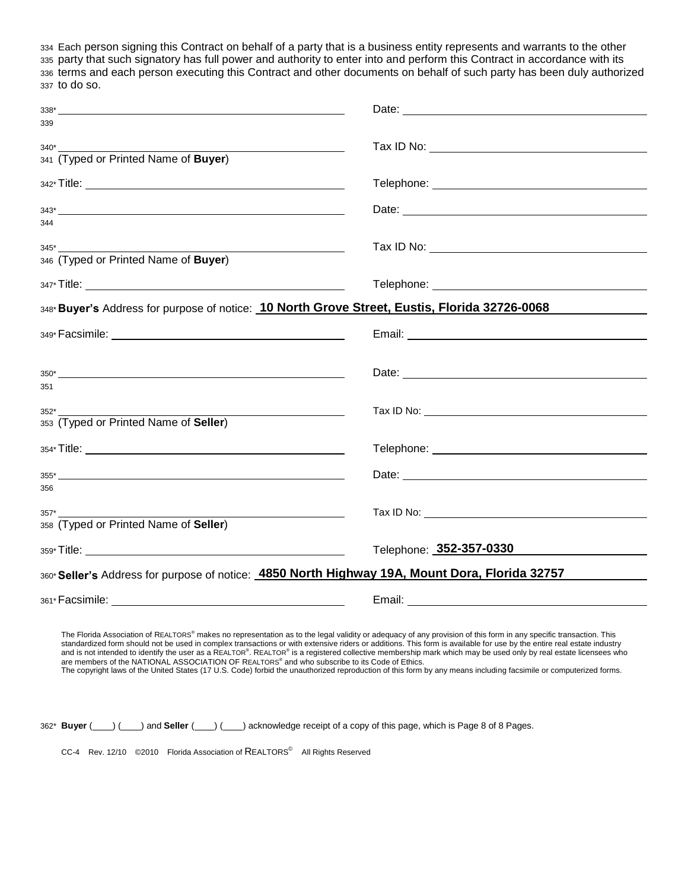334 Each person signing this Contract on behalf of a party that is a business entity represents and warrants to the other 335 party that such signatory has full power and authority to enter into and perform this Contract in accordance with its 336 terms and each person executing this Contract and other documents on behalf of such party has been duly authorized 337 to do so.

338* ______________________________ Date: ______________________________
339

340* ______________________________ Tax ID No: ______________________________
341 (Typed or Printed Name of **Buyer**)

342* Title: ______________________________ Telephone: ______________________________

343* ______________________________ Date: ______________________________
344

345* ______________________________ Tax ID No: ______________________________
346 (Typed or Printed Name of **Buyer**)

347* Title: ______________________________ Telephone: ______________________________

348* **Buyer's** Address for purpose of notice: **10 North Grove Street, Eustis, Florida 32726-0068**

349* Facsimile: ______________________________ Email: ______________________________

350* ______________________________ Date: ______________________________
351

352* ______________________________ Tax ID No: ______________________________
353 (Typed or Printed Name of **Seller**)

354* Title: ______________________________ Telephone: ______________________________

355* ______________________________ Date: ______________________________
356

357* ______________________________ Tax ID No: ______________________________
358 (Typed or Printed Name of **Seller**)

359* Title: ______________________________ Telephone: **352-357-0330**

360* **Seller's** Address for purpose of notice: **4850 North Highway 19A, Mount Dora, Florida 32757**

361* Facsimile: ______________________________ Email: ______________________________

The Florida Association of REALTORS® makes no representation as to the legal validity or adequacy of any provision of this form in any specific transaction. This standardized form should not be used in complex transactions or with extensive riders or additions. This form is available for use by the entire real estate industry and is not intended to identify the user as a REALTOR®. REALTOR® is a registered collective membership mark which may be used only by real estate licensees who are members of the NATIONAL ASSOCIATION OF REALTORS® and who subscribe to its Code of Ethics.
The copyright laws of the United States (17 U.S. Code) forbid the unauthorized reproduction of this form by any means including facsimile or computerized forms.

362* **Buyer** (____) (____) and **Seller** (____) (____) acknowledge receipt of a copy of this page, which is Page 8 of 8 Pages.

CC-4 Rev. 12/10 ©2010 Florida Association of REALTORS® All Rights Reserved